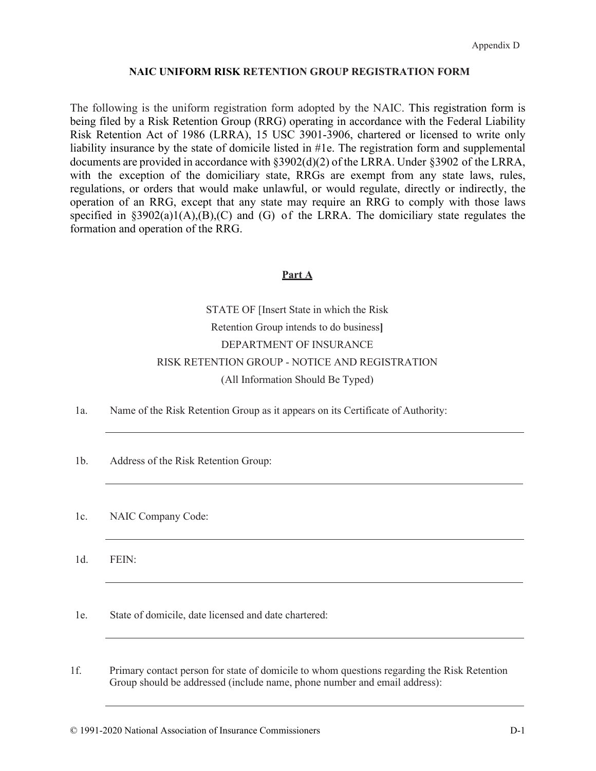Appendix D

## NAIC UNIFORM RISK RETENTION GROUP REGISTRATION FORM

The following is the uniform registration form adopted by the NAIC. This registration form is being filed by a Risk Retention Group (RRG) operating in accordance with the Federal Liability Risk Retention Act of 1986 (LRRA), 15 USC 3901-3906, chartered or licensed to write only liability insurance by the state of domicile listed in #1e. The registration form and supplemental documents are provided in accordance with §3902(d)(2) of the LRRA. Under §3902 of the LRRA, with the exception of the domiciliary state, RRGs are exempt from any state laws, rules, regulations, or orders that would make unlawful, or would regulate, directly or indirectly, the operation of an RRG, except that any state may require an RRG to comply with those laws specified in §3902(a)1(A),(B),(C) and (G) of the LRRA. The domiciliary state regulates the formation and operation of the RRG.

### Part A

STATE OF [Insert State in which the Risk Retention Group intends to do business]

DEPARTMENT OF INSURANCE

RISK RETENTION GROUP - NOTICE AND REGISTRATION

(All Information Should Be Typed)

1a. Name of the Risk Retention Group as it appears on its Certificate of Authority:

_______________________________________________

1b. Address of the Risk Retention Group:

_______________________________________________

1c. NAIC Company Code:

_______________________________________________

1d. FEIN:

_______________________________________________

1e. State of domicile, date licensed and date chartered:

_______________________________________________

1f. Primary contact person for state of domicile to whom questions regarding the Risk Retention Group should be addressed (include name, phone number and email address):

_______________________________________________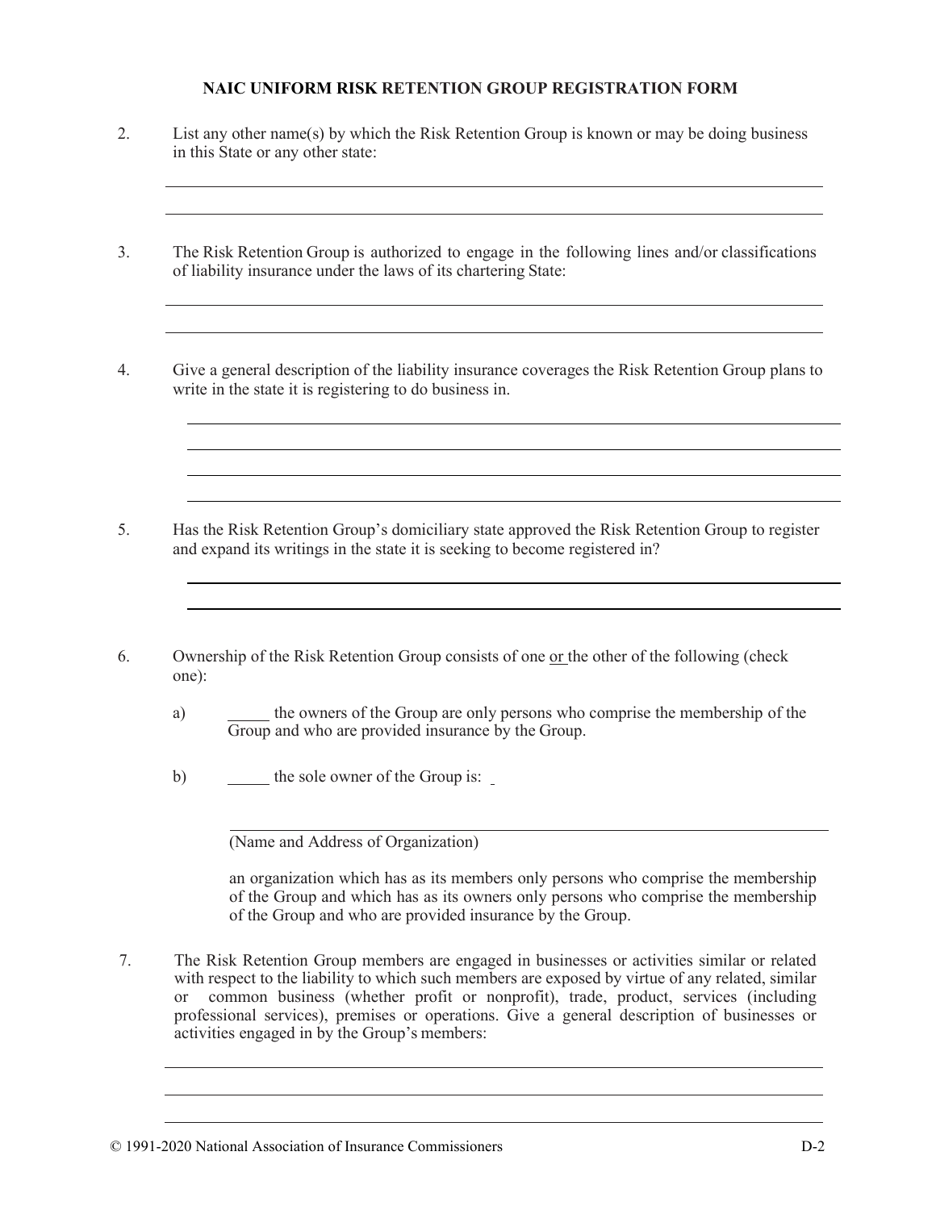**NAIC UNIFORM RISK RETENTION GROUP REGISTRATION FORM**

2. List any other name(s) by which the Risk Retention Group is known or may be doing business in this State or any other state:

\_\_\_\_\_\_\_\_\_\_\_\_\_\_\_\_\_\_\_\_\_\_\_\_\_\_\_\_\_\_\_\_\_\_\_\_\_\_\_\_\_\_\_\_\_\_\_\_\_\_\_\_\_\_\_\_\_\_\_\_\_\_\_\_\_\_\_\_\_\_

\_\_\_\_\_\_\_\_\_\_\_\_\_\_\_\_\_\_\_\_\_\_\_\_\_\_\_\_\_\_\_\_\_\_\_\_\_\_\_\_\_\_\_\_\_\_\_\_\_\_\_\_\_\_\_\_\_\_\_\_\_\_\_\_\_\_\_\_\_\_

3. The Risk Retention Group is authorized to engage in the following lines and/or classifications of liability insurance under the laws of its chartering State:

\_\_\_\_\_\_\_\_\_\_\_\_\_\_\_\_\_\_\_\_\_\_\_\_\_\_\_\_\_\_\_\_\_\_\_\_\_\_\_\_\_\_\_\_\_\_\_\_\_\_\_\_\_\_\_\_\_\_\_\_\_\_\_\_\_\_\_\_\_\_

\_\_\_\_\_\_\_\_\_\_\_\_\_\_\_\_\_\_\_\_\_\_\_\_\_\_\_\_\_\_\_\_\_\_\_\_\_\_\_\_\_\_\_\_\_\_\_\_\_\_\_\_\_\_\_\_\_\_\_\_\_\_\_\_\_\_\_\_\_\_

4. Give a general description of the liability insurance coverages the Risk Retention Group plans to write in the state it is registering to do business in.

\_\_\_\_\_\_\_\_\_\_\_\_\_\_\_\_\_\_\_\_\_\_\_\_\_\_\_\_\_\_\_\_\_\_\_\_\_\_\_\_\_\_\_\_\_\_\_\_\_\_\_\_\_\_\_\_\_\_\_\_\_\_\_\_\_\_\_\_\_\_

\_\_\_\_\_\_\_\_\_\_\_\_\_\_\_\_\_\_\_\_\_\_\_\_\_\_\_\_\_\_\_\_\_\_\_\_\_\_\_\_\_\_\_\_\_\_\_\_\_\_\_\_\_\_\_\_\_\_\_\_\_\_\_\_\_\_\_\_\_\_

\_\_\_\_\_\_\_\_\_\_\_\_\_\_\_\_\_\_\_\_\_\_\_\_\_\_\_\_\_\_\_\_\_\_\_\_\_\_\_\_\_\_\_\_\_\_\_\_\_\_\_\_\_\_\_\_\_\_\_\_\_\_\_\_\_\_\_\_\_\_

\_\_\_\_\_\_\_\_\_\_\_\_\_\_\_\_\_\_\_\_\_\_\_\_\_\_\_\_\_\_\_\_\_\_\_\_\_\_\_\_\_\_\_\_\_\_\_\_\_\_\_\_\_\_\_\_\_\_\_\_\_\_\_\_\_\_\_\_\_\_

5. Has the Risk Retention Group's domiciliary state approved the Risk Retention Group to register and expand its writings in the state it is seeking to become registered in?

\_\_\_\_\_\_\_\_\_\_\_\_\_\_\_\_\_\_\_\_\_\_\_\_\_\_\_\_\_\_\_\_\_\_\_\_\_\_\_\_\_\_\_\_\_\_\_\_\_\_\_\_\_\_\_\_\_\_\_\_\_\_\_\_\_\_\_\_\_\_

\_\_\_\_\_\_\_\_\_\_\_\_\_\_\_\_\_\_\_\_\_\_\_\_\_\_\_\_\_\_\_\_\_\_\_\_\_\_\_\_\_\_\_\_\_\_\_\_\_\_\_\_\_\_\_\_\_\_\_\_\_\_\_\_\_\_\_\_\_\_

6. Ownership of the Risk Retention Group consists of one <u>or</u> the other of the following (check one):

   a) \_\_\_\_\_ the owners of the Group are only persons who comprise the membership of the Group and who are provided insurance by the Group.

   b) \_\_\_\_\_ the sole owner of the Group is:

   \_\_\_\_\_\_\_\_\_\_\_\_\_\_\_\_\_\_\_\_\_\_\_\_\_\_\_\_\_\_\_\_\_\_\_\_\_\_\_\_\_\_\_\_\_\_\_\_\_\_\_\_\_\_\_\_\_\_\_\_\_\_\_\_\_\_\_\_\_\_

   (Name and Address of Organization)

   an organization which has as its members only persons who comprise the membership of the Group and which has as its owners only persons who comprise the membership of the Group and who are provided insurance by the Group.

7. The Risk Retention Group members are engaged in businesses or activities similar or related with respect to the liability to which such members are exposed by virtue of any related, similar or common business (whether profit or nonprofit), trade, product, services (including professional services), premises or operations. Give a general description of businesses or activities engaged in by the Group's members:

\_\_\_\_\_\_\_\_\_\_\_\_\_\_\_\_\_\_\_\_\_\_\_\_\_\_\_\_\_\_\_\_\_\_\_\_\_\_\_\_\_\_\_\_\_\_\_\_\_\_\_\_\_\_\_\_\_\_\_\_\_\_\_\_\_\_\_\_\_\_

\_\_\_\_\_\_\_\_\_\_\_\_\_\_\_\_\_\_\_\_\_\_\_\_\_\_\_\_\_\_\_\_\_\_\_\_\_\_\_\_\_\_\_\_\_\_\_\_\_\_\_\_\_\_\_\_\_\_\_\_\_\_\_\_\_\_\_\_\_\_

\_\_\_\_\_\_\_\_\_\_\_\_\_\_\_\_\_\_\_\_\_\_\_\_\_\_\_\_\_\_\_\_\_\_\_\_\_\_\_\_\_\_\_\_\_\_\_\_\_\_\_\_\_\_\_\_\_\_\_\_\_\_\_\_\_\_\_\_\_\_

© 1991-2020 National Association of Insurance Commissioners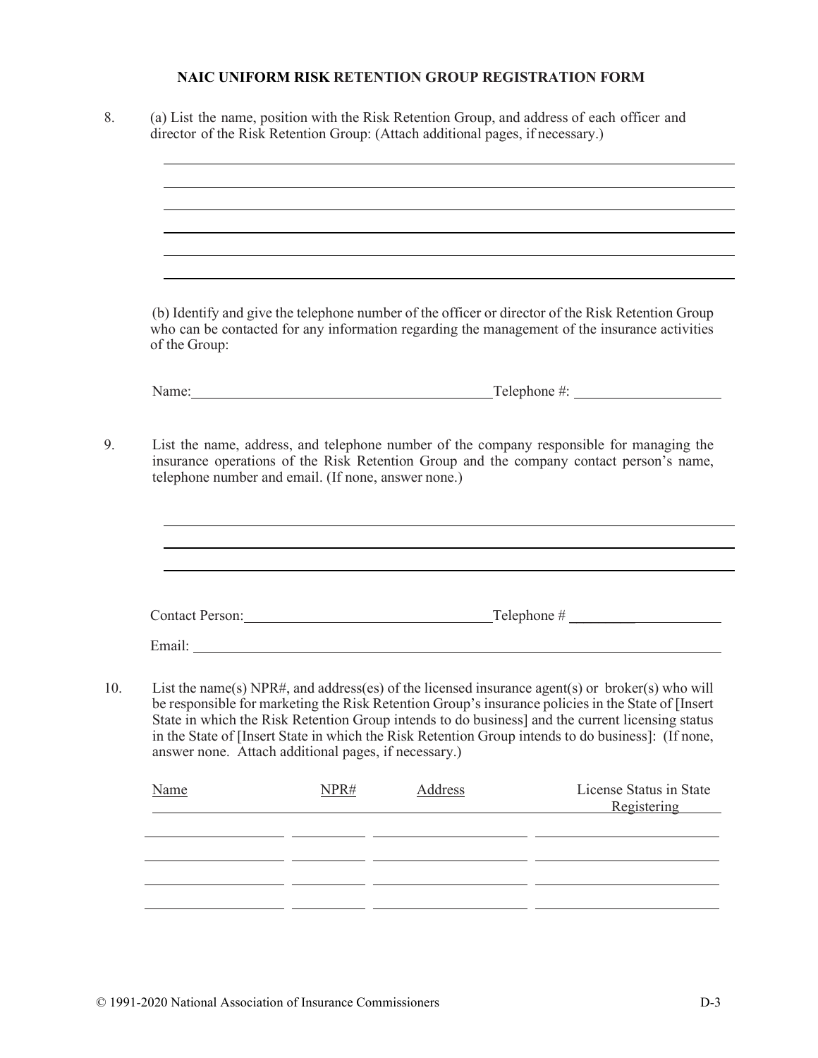# NAIC UNIFORM RISK RETENTION GROUP REGISTRATION FORM

8. (a) List the name, position with the Risk Retention Group, and address of each officer and director of the Risk Retention Group: (Attach additional pages, if necessary.)

\_\_\_\_\_\_\_\_\_\_\_\_\_\_\_\_\_\_\_\_\_\_\_\_\_\_\_\_\_\_\_\_\_\_\_\_\_\_\_\_\_\_\_\_\_\_\_\_\_\_\_\_\_\_\_\_\_\_\_\_

\_\_\_\_\_\_\_\_\_\_\_\_\_\_\_\_\_\_\_\_\_\_\_\_\_\_\_\_\_\_\_\_\_\_\_\_\_\_\_\_\_\_\_\_\_\_\_\_\_\_\_\_\_\_\_\_\_\_\_\_

\_\_\_\_\_\_\_\_\_\_\_\_\_\_\_\_\_\_\_\_\_\_\_\_\_\_\_\_\_\_\_\_\_\_\_\_\_\_\_\_\_\_\_\_\_\_\_\_\_\_\_\_\_\_\_\_\_\_\_\_

\_\_\_\_\_\_\_\_\_\_\_\_\_\_\_\_\_\_\_\_\_\_\_\_\_\_\_\_\_\_\_\_\_\_\_\_\_\_\_\_\_\_\_\_\_\_\_\_\_\_\_\_\_\_\_\_\_\_\_\_

\_\_\_\_\_\_\_\_\_\_\_\_\_\_\_\_\_\_\_\_\_\_\_\_\_\_\_\_\_\_\_\_\_\_\_\_\_\_\_\_\_\_\_\_\_\_\_\_\_\_\_\_\_\_\_\_\_\_\_\_

\_\_\_\_\_\_\_\_\_\_\_\_\_\_\_\_\_\_\_\_\_\_\_\_\_\_\_\_\_\_\_\_\_\_\_\_\_\_\_\_\_\_\_\_\_\_\_\_\_\_\_\_\_\_\_\_\_\_\_\_

(b) Identify and give the telephone number of the officer or director of the Risk Retention Group who can be contacted for any information regarding the management of the insurance activities of the Group:

Name:\_\_\_\_\_\_\_\_\_\_\_\_\_\_\_\_\_\_\_\_\_\_\_\_\_\_\_\_\_\_\_\_\_\_\_\_\_\_\_\_ Telephone #: \_\_\_\_\_\_\_\_\_\_\_\_\_\_\_\_\_\_\_\_

9. List the name, address, and telephone number of the company responsible for managing the insurance operations of the Risk Retention Group and the company contact person's name, telephone number and email. (If none, answer none.)

\_\_\_\_\_\_\_\_\_\_\_\_\_\_\_\_\_\_\_\_\_\_\_\_\_\_\_\_\_\_\_\_\_\_\_\_\_\_\_\_\_\_\_\_\_\_\_\_\_\_\_\_\_\_\_\_\_\_\_\_

\_\_\_\_\_\_\_\_\_\_\_\_\_\_\_\_\_\_\_\_\_\_\_\_\_\_\_\_\_\_\_\_\_\_\_\_\_\_\_\_\_\_\_\_\_\_\_\_\_\_\_\_\_\_\_\_\_\_\_\_

\_\_\_\_\_\_\_\_\_\_\_\_\_\_\_\_\_\_\_\_\_\_\_\_\_\_\_\_\_\_\_\_\_\_\_\_\_\_\_\_\_\_\_\_\_\_\_\_\_\_\_\_\_\_\_\_\_\_\_\_

Contact Person:\_\_\_\_\_\_\_\_\_\_\_\_\_\_\_\_\_\_\_\_\_\_\_\_\_\_\_\_\_\_\_\_\_\_ Telephone # \_\_\_\_\_\_\_\_\_\_\_\_\_\_\_\_\_\_\_\_

Email: \_\_\_\_\_\_\_\_\_\_\_\_\_\_\_\_\_\_\_\_\_\_\_\_\_\_\_\_\_\_\_\_\_\_\_\_\_\_\_\_\_\_\_\_\_\_\_\_\_\_\_\_\_\_\_\_\_\_\_\_

10. List the name(s) NPR#, and address(es) of the licensed insurance agent(s) or broker(s) who will be responsible for marketing the Risk Retention Group's insurance policies in the State of [Insert State in which the Risk Retention Group intends to do business] and the current licensing status in the State of [Insert State in which the Risk Retention Group intends to do business]: (If none, answer none. Attach additional pages, if necessary.)

| Name | NPR# | Address | License Status in State Registering |
|---|---|---|---|
| | | | |
| | | | |
| | | | |
| | | | |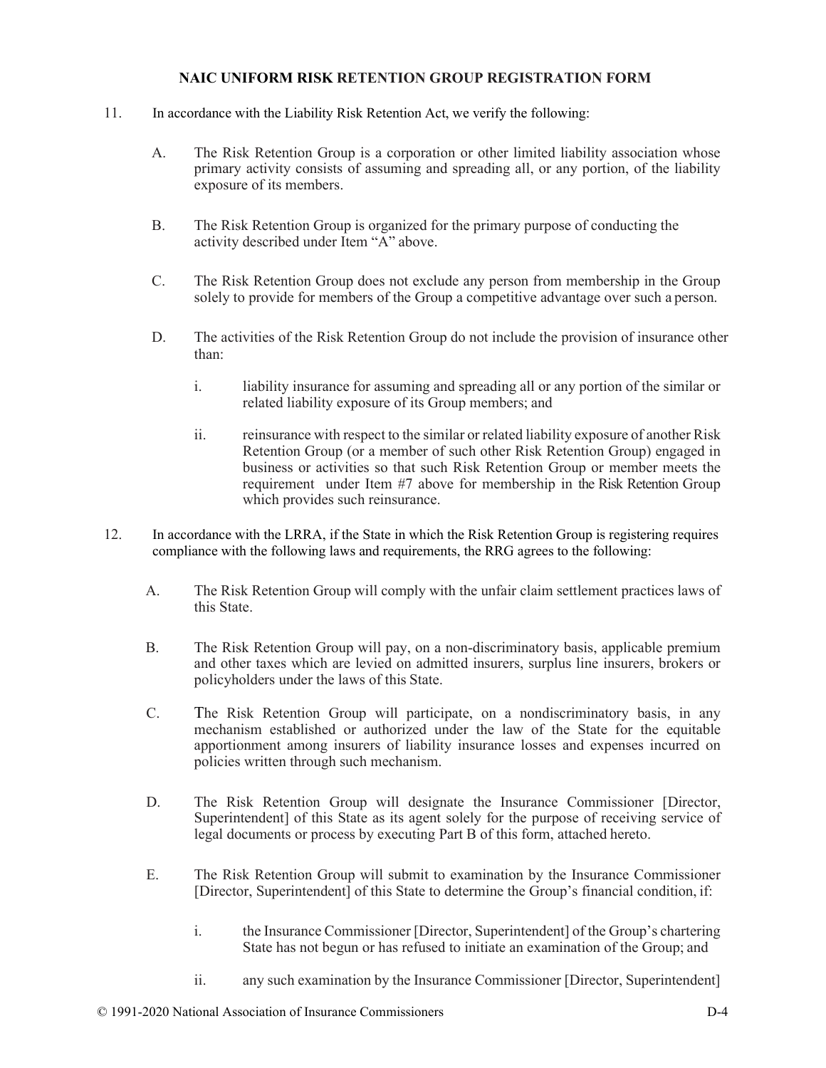**NAIC UNIFORM RISK RETENTION GROUP REGISTRATION FORM**

11. In accordance with the Liability Risk Retention Act, we verify the following:

    A. The Risk Retention Group is a corporation or other limited liability association whose primary activity consists of assuming and spreading all, or any portion, of the liability exposure of its members.

    B. The Risk Retention Group is organized for the primary purpose of conducting the activity described under Item "A" above.

    C. The Risk Retention Group does not exclude any person from membership in the Group solely to provide for members of the Group a competitive advantage over such a person.

    D. The activities of the Risk Retention Group do not include the provision of insurance other than:

        i. liability insurance for assuming and spreading all or any portion of the similar or related liability exposure of its Group members; and

        ii. reinsurance with respect to the similar or related liability exposure of another Risk Retention Group (or a member of such other Risk Retention Group) engaged in business or activities so that such Risk Retention Group or member meets the requirement under Item #7 above for membership in the Risk Retention Group which provides such reinsurance.

12. In accordance with the LRRA, if the State in which the Risk Retention Group is registering requires compliance with the following laws and requirements, the RRG agrees to the following:

    A. The Risk Retention Group will comply with the unfair claim settlement practices laws of this State.

    B. The Risk Retention Group will pay, on a non-discriminatory basis, applicable premium and other taxes which are levied on admitted insurers, surplus line insurers, brokers or policyholders under the laws of this State.

    C. The Risk Retention Group will participate, on a nondiscriminatory basis, in any mechanism established or authorized under the law of the State for the equitable apportionment among insurers of liability insurance losses and expenses incurred on policies written through such mechanism.

    D. The Risk Retention Group will designate the Insurance Commissioner [Director, Superintendent] of this State as its agent solely for the purpose of receiving service of legal documents or process by executing Part B of this form, attached hereto.

    E. The Risk Retention Group will submit to examination by the Insurance Commissioner [Director, Superintendent] of this State to determine the Group's financial condition, if:

        i. the Insurance Commissioner [Director, Superintendent] of the Group's chartering State has not begun or has refused to initiate an examination of the Group; and

        ii. any such examination by the Insurance Commissioner [Director, Superintendent]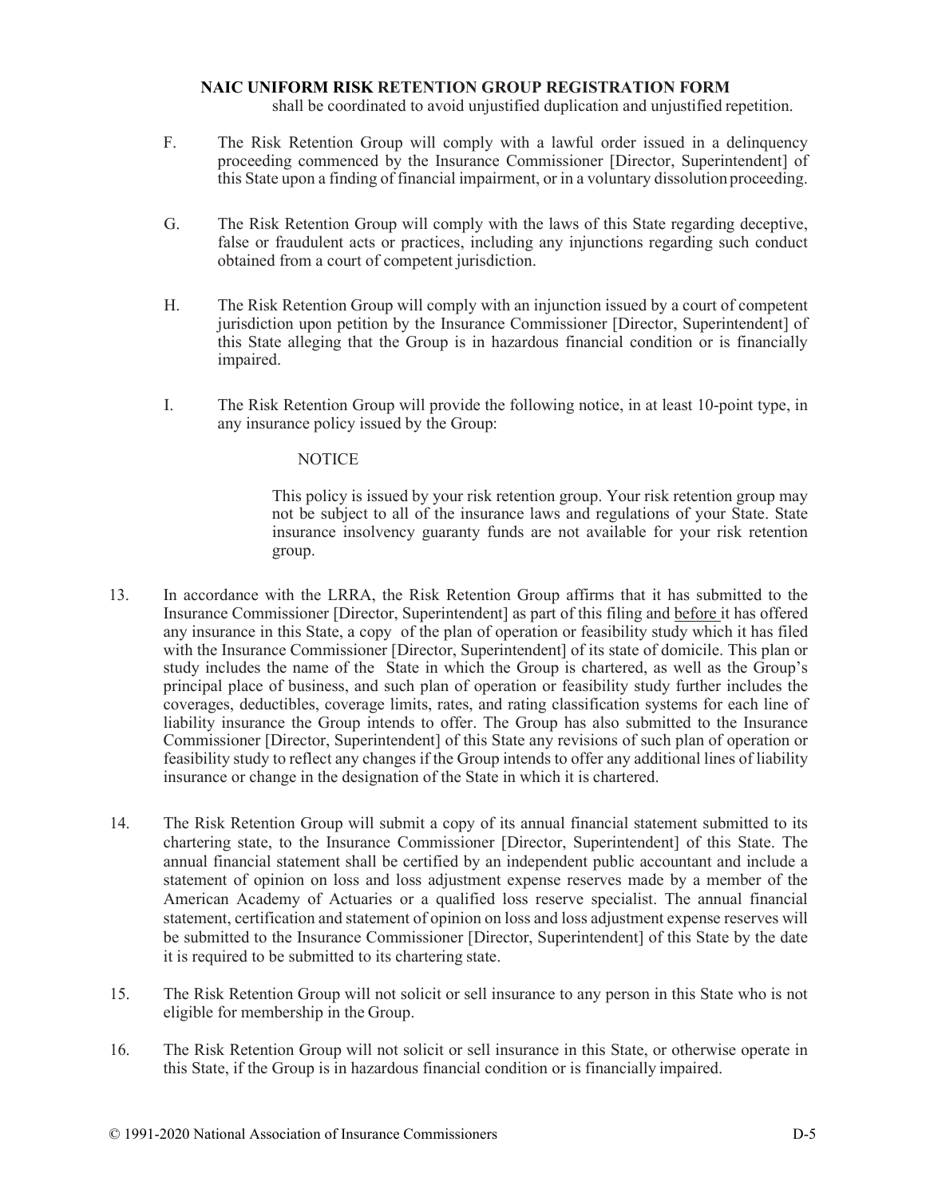shall be coordinated to avoid unjustified duplication and unjustified repetition.

F. The Risk Retention Group will comply with a lawful order issued in a delinquency proceeding commenced by the Insurance Commissioner [Director, Superintendent] of this State upon a finding of financial impairment, or in a voluntary dissolution proceeding.

G. The Risk Retention Group will comply with the laws of this State regarding deceptive, false or fraudulent acts or practices, including any injunctions regarding such conduct obtained from a court of competent jurisdiction.

H. The Risk Retention Group will comply with an injunction issued by a court of competent jurisdiction upon petition by the Insurance Commissioner [Director, Superintendent] of this State alleging that the Group is in hazardous financial condition or is financially impaired.

I. The Risk Retention Group will provide the following notice, in at least 10-point type, in any insurance policy issued by the Group:

> NOTICE
>
> This policy is issued by your risk retention group. Your risk retention group may not be subject to all of the insurance laws and regulations of your State. State insurance insolvency guaranty funds are not available for your risk retention group.

13. In accordance with the LRRA, the Risk Retention Group affirms that it has submitted to the Insurance Commissioner [Director, Superintendent] as part of this filing and <u>before</u> it has offered any insurance in this State, a copy of the plan of operation or feasibility study which it has filed with the Insurance Commissioner [Director, Superintendent] of its state of domicile. This plan or study includes the name of the State in which the Group is chartered, as well as the Group's principal place of business, and such plan of operation or feasibility study further includes the coverages, deductibles, coverage limits, rates, and rating classification systems for each line of liability insurance the Group intends to offer. The Group has also submitted to the Insurance Commissioner [Director, Superintendent] of this State any revisions of such plan of operation or feasibility study to reflect any changes if the Group intends to offer any additional lines of liability insurance or change in the designation of the State in which it is chartered.

14. The Risk Retention Group will submit a copy of its annual financial statement submitted to its chartering state, to the Insurance Commissioner [Director, Superintendent] of this State. The annual financial statement shall be certified by an independent public accountant and include a statement of opinion on loss and loss adjustment expense reserves made by a member of the American Academy of Actuaries or a qualified loss reserve specialist. The annual financial statement, certification and statement of opinion on loss and loss adjustment expense reserves will be submitted to the Insurance Commissioner [Director, Superintendent] of this State by the date it is required to be submitted to its chartering state.

15. The Risk Retention Group will not solicit or sell insurance to any person in this State who is not eligible for membership in the Group.

16. The Risk Retention Group will not solicit or sell insurance in this State, or otherwise operate in this State, if the Group is in hazardous financial condition or is financially impaired.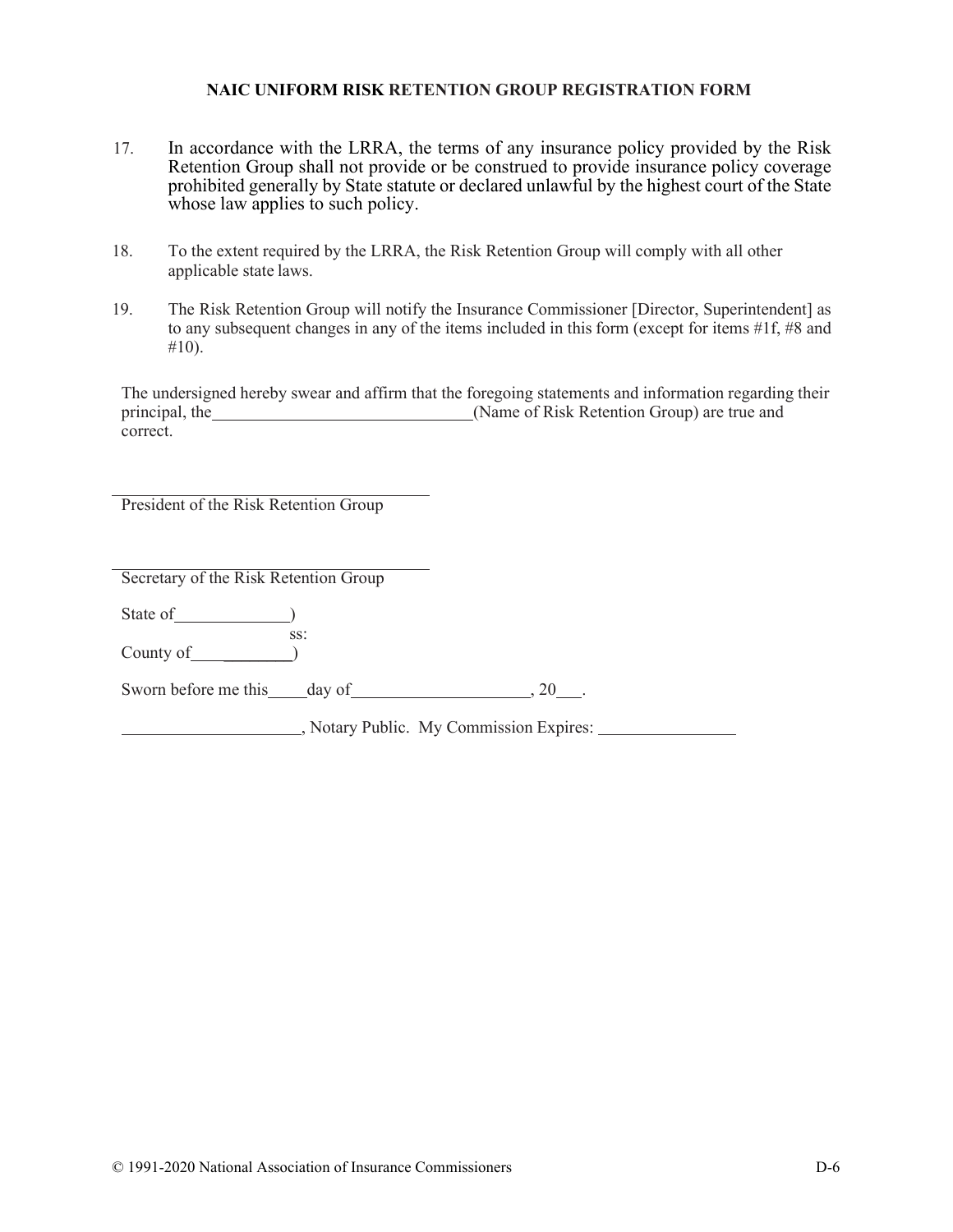**NAIC UNIFORM RISK RETENTION GROUP REGISTRATION FORM**

17. In accordance with the LRRA, the terms of any insurance policy provided by the Risk Retention Group shall not provide or be construed to provide insurance policy coverage prohibited generally by State statute or declared unlawful by the highest court of the State whose law applies to such policy.

18. To the extent required by the LRRA, the Risk Retention Group will comply with all other applicable state laws.

19. The Risk Retention Group will notify the Insurance Commissioner [Director, Superintendent] as to any subsequent changes in any of the items included in this form (except for items #1f, #8 and #10).

The undersigned hereby swear and affirm that the foregoing statements and information regarding their principal, the ______________________________(Name of Risk Retention Group) are true and correct.

______________________________________
President of the Risk Retention Group

______________________________________
Secretary of the Risk Retention Group

State of_____________)
ss:
County of____________)

Sworn before me this_____day of_____________________, 20___.

_____________________, Notary Public. My Commission Expires: ________________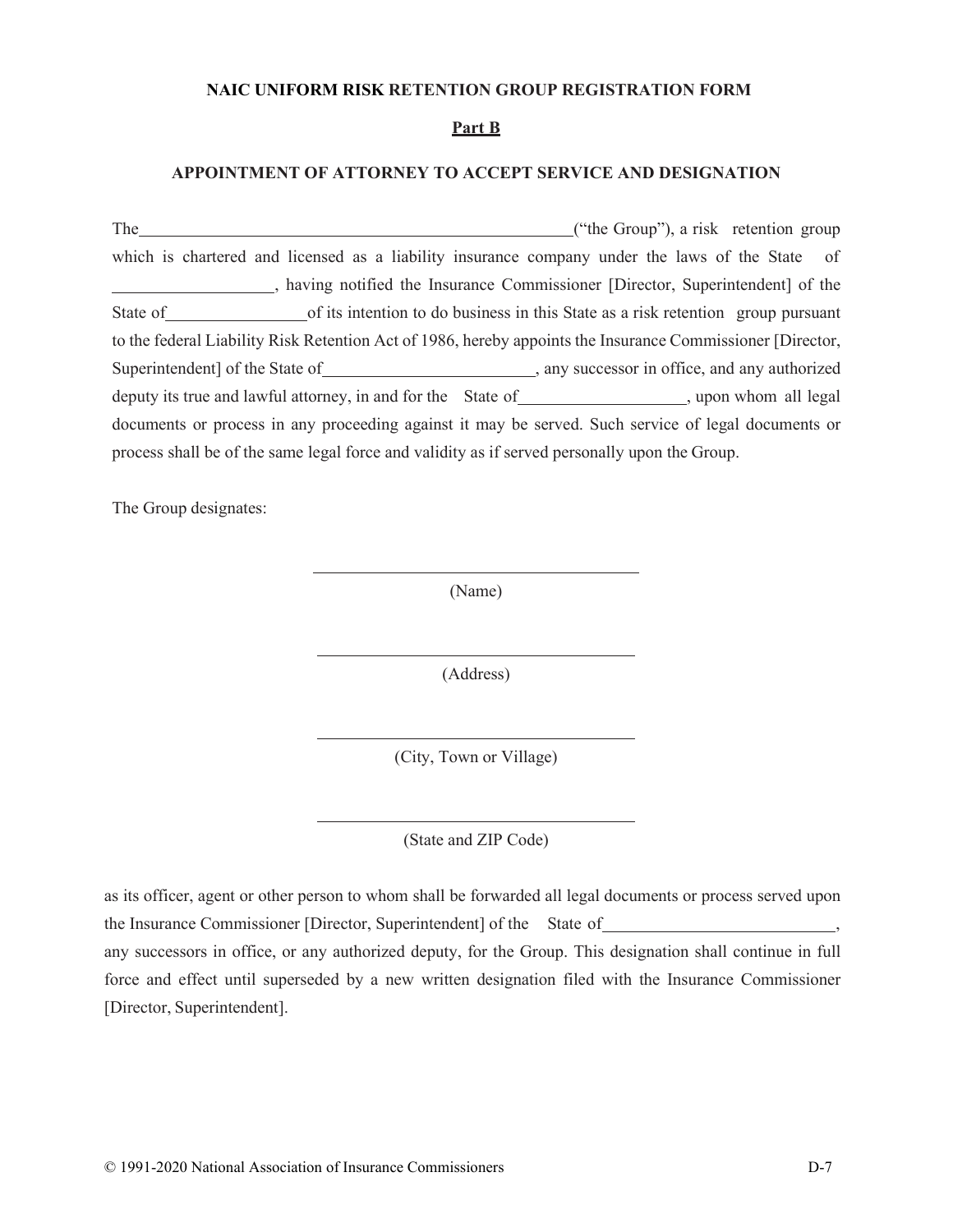**NAIC UNIFORM RISK RETENTION GROUP REGISTRATION FORM**

**Part B**

**APPOINTMENT OF ATTORNEY TO ACCEPT SERVICE AND DESIGNATION**

The ______________________________________________ ("the Group"), a risk retention group which is chartered and licensed as a liability insurance company under the laws of the State of ____________________, having notified the Insurance Commissioner [Director, Superintendent] of the State of __________________ of its intention to do business in this State as a risk retention group pursuant to the federal Liability Risk Retention Act of 1986, hereby appoints the Insurance Commissioner [Director, Superintendent] of the State of __________________________, any successor in office, and any authorized deputy its true and lawful attorney, in and for the State of ____________________, upon whom all legal documents or process in any proceeding against it may be served. Such service of legal documents or process shall be of the same legal force and validity as if served personally upon the Group.

The Group designates:

________________________________________
(Name)

________________________________________
(Address)

________________________________________
(City, Town or Village)

________________________________________
(State and ZIP Code)

as its officer, agent or other person to whom shall be forwarded all legal documents or process served upon the Insurance Commissioner [Director, Superintendent] of the State of ____________________________, any successors in office, or any authorized deputy, for the Group. This designation shall continue in full force and effect until superseded by a new written designation filed with the Insurance Commissioner [Director, Superintendent].

© 1991-2020 National Association of Insurance Commissioners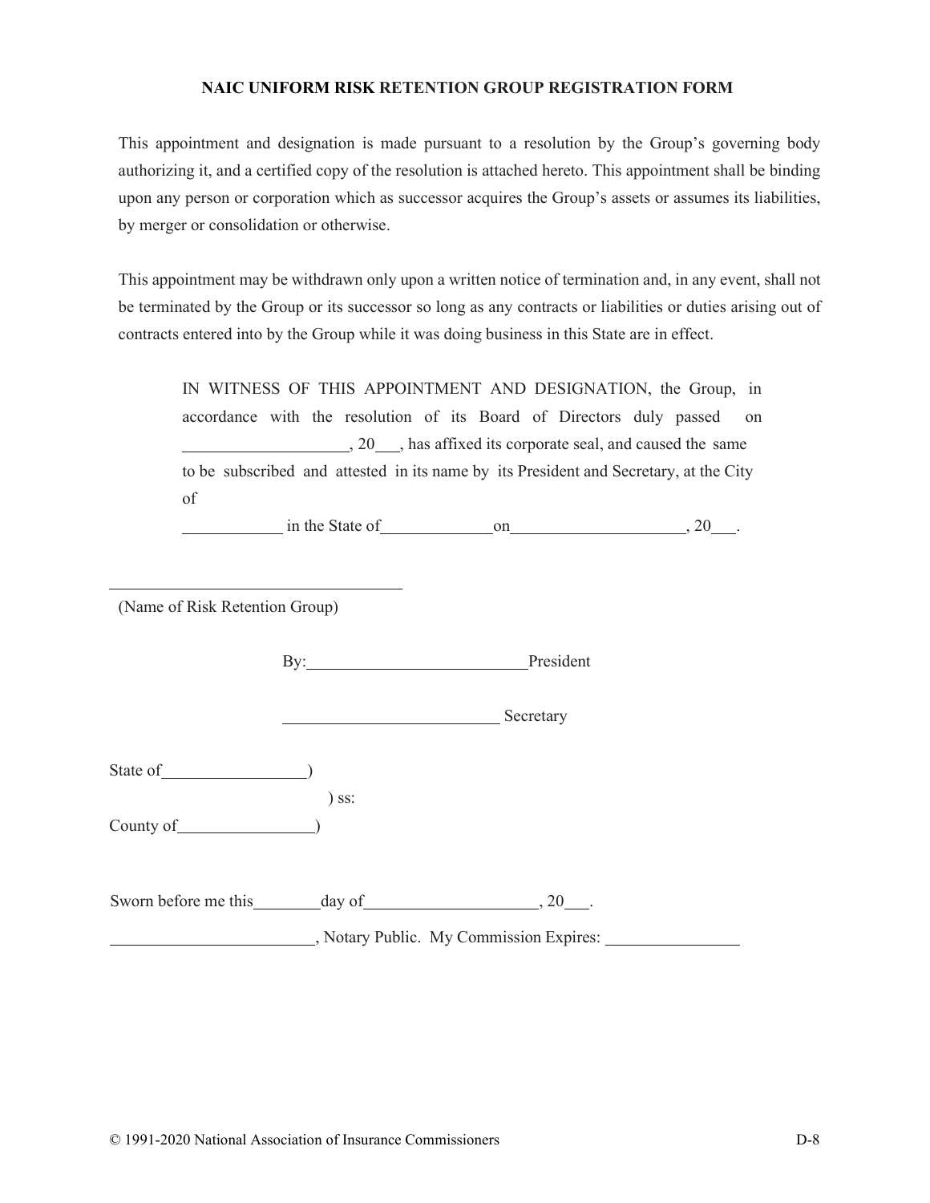**NAIC UNIFORM RISK RETENTION GROUP REGISTRATION FORM**

This appointment and designation is made pursuant to a resolution by the Group's governing body authorizing it, and a certified copy of the resolution is attached hereto. This appointment shall be binding upon any person or corporation which as successor acquires the Group's assets or assumes its liabilities, by merger or consolidation or otherwise.

This appointment may be withdrawn only upon a written notice of termination and, in any event, shall not be terminated by the Group or its successor so long as any contracts or liabilities or duties arising out of contracts entered into by the Group while it was doing business in this State are in effect.

IN WITNESS OF THIS APPOINTMENT AND DESIGNATION, the Group, in accordance with the resolution of its Board of Directors duly passed on ____________________, 20___, has affixed its corporate seal, and caused the same to be subscribed and attested in its name by its President and Secretary, at the City of ____________ in the State of_____________on_____________________, 20___.

____________________________________
(Name of Risk Retention Group)

By:___________________________President

___________________________ Secretary

State of_________________)
) ss:
County of________________)

Sworn before me this________day of_____________________, 20___.

_________________________, Notary Public. My Commission Expires: ________________